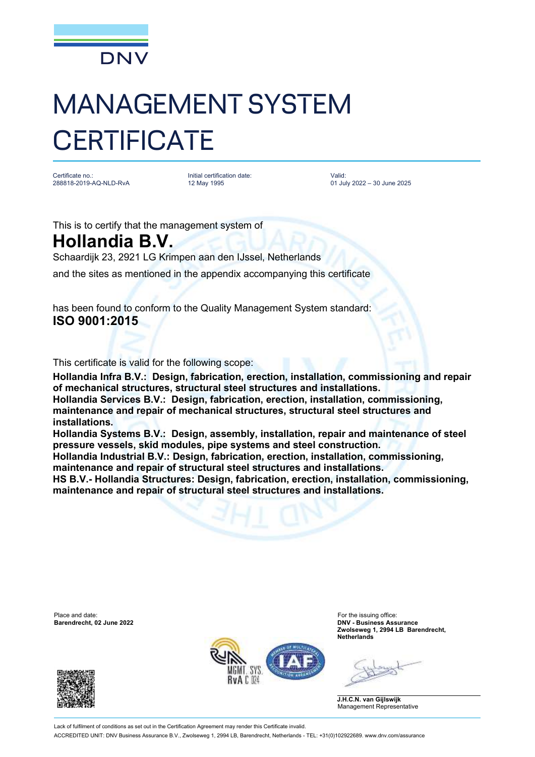DNV

# MANAGEMENT SYSTEM CERTIFICATE

| Certificate no.: | Initial certification date: | Valid: |
|---|---|---|
| 288818-2019-AQ-NLD-RvA | 12 May 1995 | 01 July 2022 – 30 June 2025 |

This is to certify that the management system of

## Hollandia B.V.

Schaardijk 23, 2921 LG Krimpen aan den IJssel, Netherlands

and the sites as mentioned in the appendix accompanying this certificate

has been found to conform to the Quality Management System standard:

**ISO 9001:2015**

This certificate is valid for the following scope:

**Hollandia Infra B.V.: Design, fabrication, erection, installation, commissioning and repair of mechanical structures, structural steel structures and installations.**
**Hollandia Services B.V.: Design, fabrication, erection, installation, commissioning, maintenance and repair of mechanical structures, structural steel structures and installations.**
**Hollandia Systems B.V.: Design, assembly, installation, repair and maintenance of steel pressure vessels, skid modules, pipe systems and steel construction.**
**Hollandia Industrial B.V.: Design, fabrication, erection, installation, commissioning, maintenance and repair of structural steel structures and installations.**
**HS B.V.- Hollandia Structures: Design, fabrication, erection, installation, commissioning, maintenance and repair of structural steel structures and installations.**

Place and date:
**Barendrecht, 02 June 2022**

For the issuing office:
**DNV - Business Assurance**
**Zwolseweg 1, 2994 LB Barendrecht, Netherlands**

**J.H.C.N. van Gijlswijk**
Management Representative

MGMT. SYS. RvA C 024

Lack of fulfilment of conditions as set out in the Certification Agreement may render this Certificate invalid.

ACCREDITED UNIT: DNV Business Assurance B.V., Zwolseweg 1, 2994 LB, Barendrecht, Netherlands - TEL: +31(0)102922689. www.dnv.com/assurance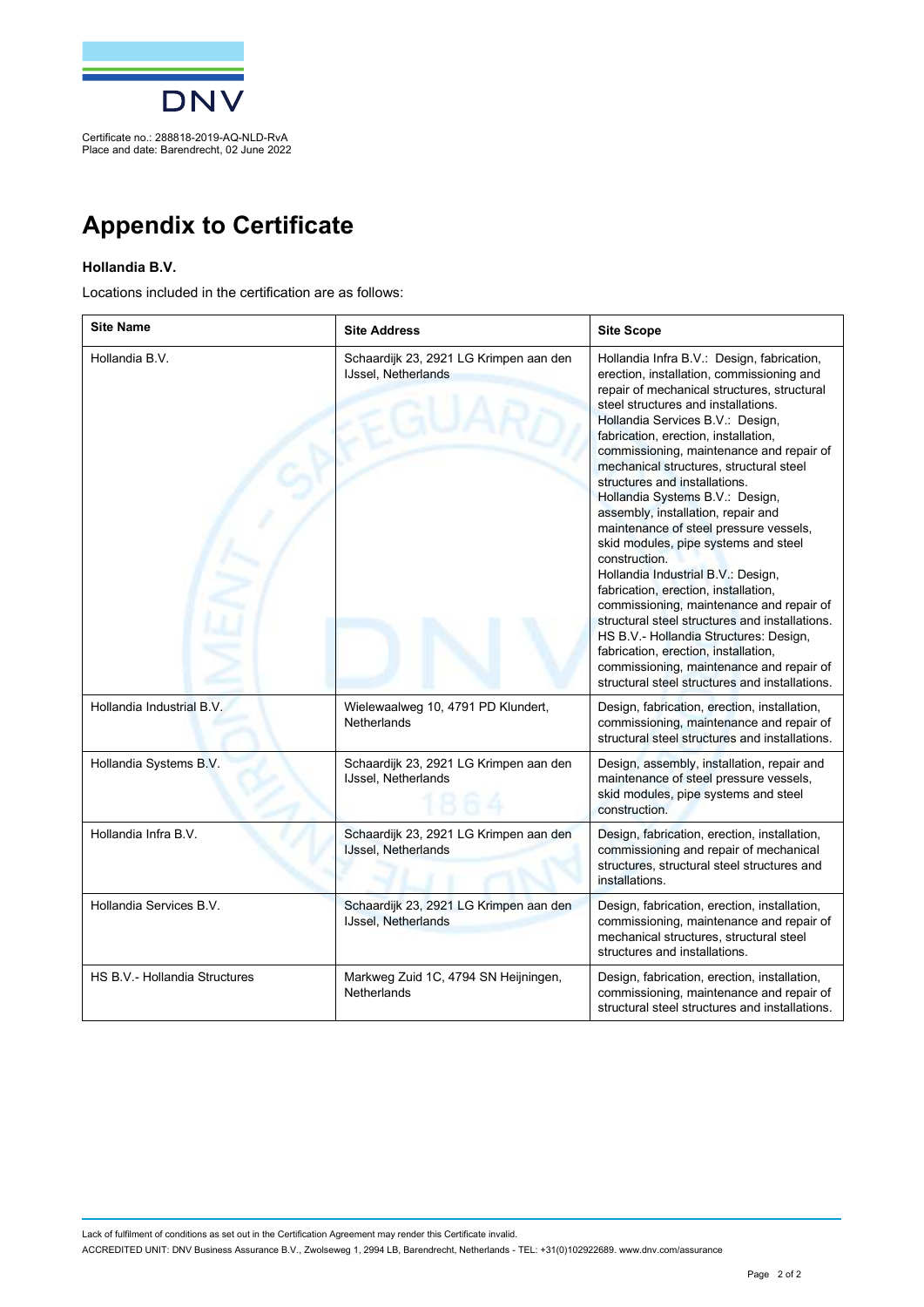Certificate no.: 288818-2019-AQ-NLD-RvA
Place and date: Barendrecht, 02 June 2022

# Appendix to Certificate

**Hollandia B.V.**

Locations included in the certification are as follows:

| Site Name | Site Address | Site Scope |
|---|---|---|
| Hollandia B.V. | Schaardijk 23, 2921 LG Krimpen aan den IJssel, Netherlands | Hollandia Infra B.V.: Design, fabrication, erection, installation, commissioning and repair of mechanical structures, structural steel structures and installations. Hollandia Services B.V.: Design, fabrication, erection, installation, commissioning, maintenance and repair of mechanical structures, structural steel structures and installations. Hollandia Systems B.V.: Design, assembly, installation, repair and maintenance of steel pressure vessels, skid modules, pipe systems and steel construction. Hollandia Industrial B.V.: Design, fabrication, erection, installation, commissioning, maintenance and repair of structural steel structures and installations. HS B.V.- Hollandia Structures: Design, fabrication, erection, installation, commissioning, maintenance and repair of structural steel structures and installations. |
| Hollandia Industrial B.V. | Wielewaalweg 10, 4791 PD Klundert, Netherlands | Design, fabrication, erection, installation, commissioning, maintenance and repair of structural steel structures and installations. |
| Hollandia Systems B.V. | Schaardijk 23, 2921 LG Krimpen aan den IJssel, Netherlands | Design, assembly, installation, repair and maintenance of steel pressure vessels, skid modules, pipe systems and steel construction. |
| Hollandia Infra B.V. | Schaardijk 23, 2921 LG Krimpen aan den IJssel, Netherlands | Design, fabrication, erection, installation, commissioning and repair of mechanical structures, structural steel structures and installations. |
| Hollandia Services B.V. | Schaardijk 23, 2921 LG Krimpen aan den IJssel, Netherlands | Design, fabrication, erection, installation, commissioning, maintenance and repair of mechanical structures, structural steel structures and installations. |
| HS B.V.- Hollandia Structures | Markweg Zuid 1C, 4794 SN Heijningen, Netherlands | Design, fabrication, erection, installation, commissioning, maintenance and repair of structural steel structures and installations. |

Lack of fulfilment of conditions as set out in the Certification Agreement may render this Certificate invalid.

ACCREDITED UNIT: DNV Business Assurance B.V., Zwolseweg 1, 2994 LB, Barendrecht, Netherlands - TEL: +31(0)102922689. www.dnv.com/assurance